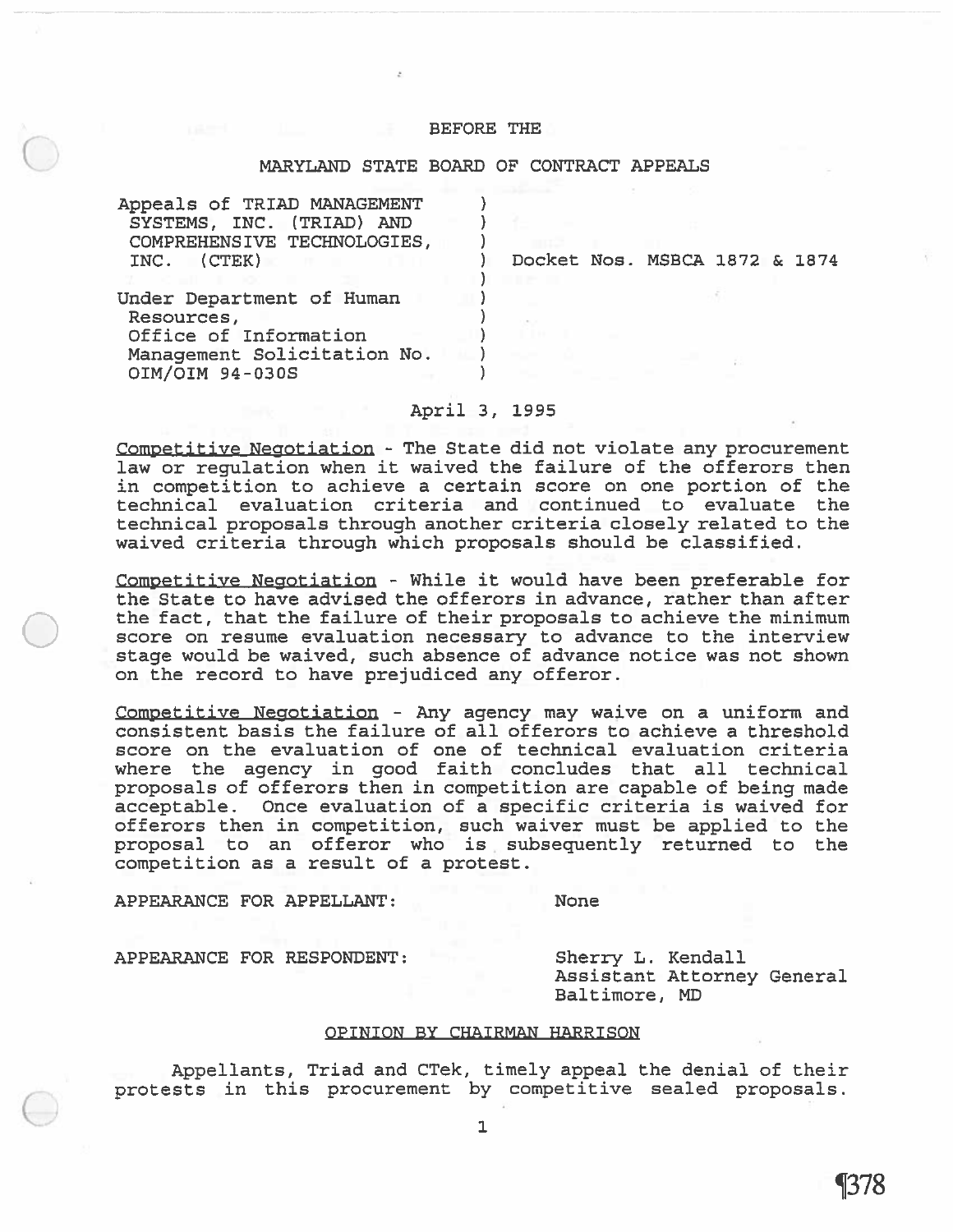BEFORE THE

MARYLAND STATE BOARD OF CONTRACT APPEALS

| | |
|---|---|
| Appeals of TRIAD MANAGEMENT SYSTEMS, INC. (TRIAD) AND COMPREHENSIVE TECHNOLOGIES, INC. (CTEK) | Docket Nos. MSBCA 1872 & 1874 |
| Under Department of Human Resources, Office of Information Management Solicitation No. OIM/OIM 94-030S | |

April 3, 1995

Competitive Negotiation - The State did not violate any procurement law or regulation when it waived the failure of the offerors then in competition to achieve a certain score on one portion of the technical evaluation criteria and continued to evaluate the technical proposals through another criteria closely related to the waived criteria through which proposals should be classified.

Competitive Negotiation - While it would have been preferable for the State to have advised the offerors in advance, rather than after the fact, that the failure of their proposals to achieve the minimum score on resume evaluation necessary to advance to the interview stage would be waived, such absence of advance notice was not shown on the record to have prejudiced any offeror.

Competitive Negotiation - Any agency may waive on a uniform and consistent basis the failure of all offerors to achieve a threshold score on the evaluation of one of technical evaluation criteria where the agency in good faith concludes that all technical proposals of offerors then in competition are capable of being made acceptable. Once evaluation of a specific criteria is waived for offerors then in competition, such waiver must be applied to the proposal to an offeror who is subsequently returned to the competition as a result of a protest.

APPEARANCE FOR APPELLANT: None

APPEARANCE FOR RESPONDENT: Sherry L. Kendall
Assistant Attorney General
Baltimore, MD

OPINION BY CHAIRMAN HARRISON

Appellants, Triad and CTek, timely appeal the denial of their protests in this procurement by competitive sealed proposals.

¶378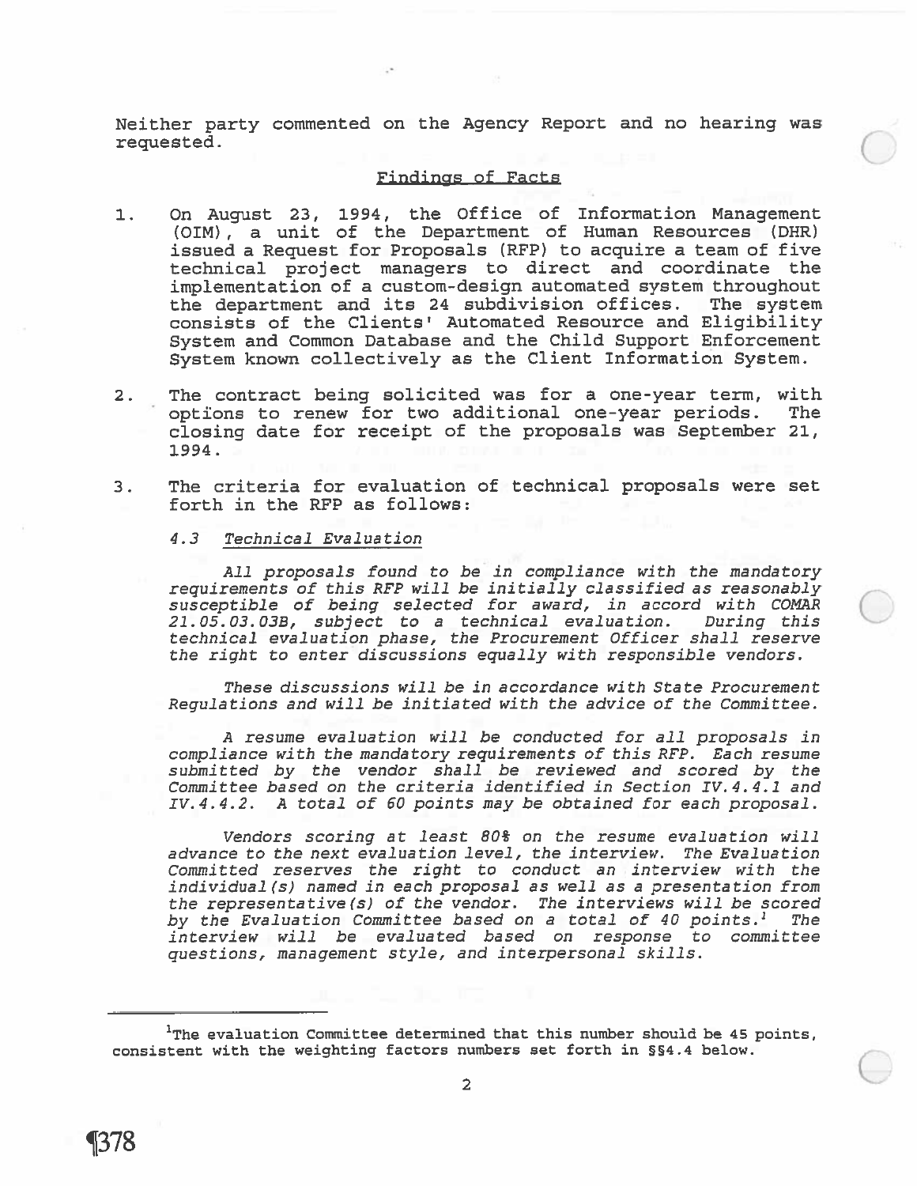Neither party commented on the Agency Report and no hearing was requested.

## Findings of Facts

1. On August 23, 1994, the Office of Information Management (OIM), a unit of the Department of Human Resources (DHR) issued a Request for Proposals (RFP) to acquire a team of five technical project managers to direct and coordinate the implementation of a custom-design automated system throughout the department and its 24 subdivision offices. The system consists of the Clients' Automated Resource and Eligibility System and Common Database and the Child Support Enforcement System known collectively as the Client Information System.

2. The contract being solicited was for a one-year term, with options to renew for two additional one-year periods. The closing date for receipt of the proposals was September 21, 1994.

3. The criteria for evaluation of technical proposals were set forth in the RFP as follows:

   *4.3 Technical Evaluation*

   *All proposals found to be in compliance with the mandatory requirements of this RFP will be initially classified as reasonably susceptible of being selected for award, in accord with COMAR 21.05.03.03B, subject to a technical evaluation. During this technical evaluation phase, the Procurement Officer shall reserve the right to enter discussions equally with responsible vendors.*

   *These discussions will be in accordance with State Procurement Regulations and will be initiated with the advice of the Committee.*

   *A resume evaluation will be conducted for all proposals in compliance with the mandatory requirements of this RFP. Each resume submitted by the vendor shall be reviewed and scored by the Committee based on the criteria identified in Section IV.4.4.1 and IV.4.4.2. A total of 60 points may be obtained for each proposal.*

   *Vendors scoring at least 80% on the resume evaluation will advance to the next evaluation level, the interview. The Evaluation Committed reserves the right to conduct an interview with the individual(s) named in each proposal as well as a presentation from the representative(s) of the vendor. The interviews will be scored by the Evaluation Committee based on a total of 40 points.[1] The interview will be evaluated based on response to committee questions, management style, and interpersonal skills.*

[1] The evaluation Committee determined that this number should be 45 points, consistent with the weighting factors numbers set forth in §§4.4 below.

¶378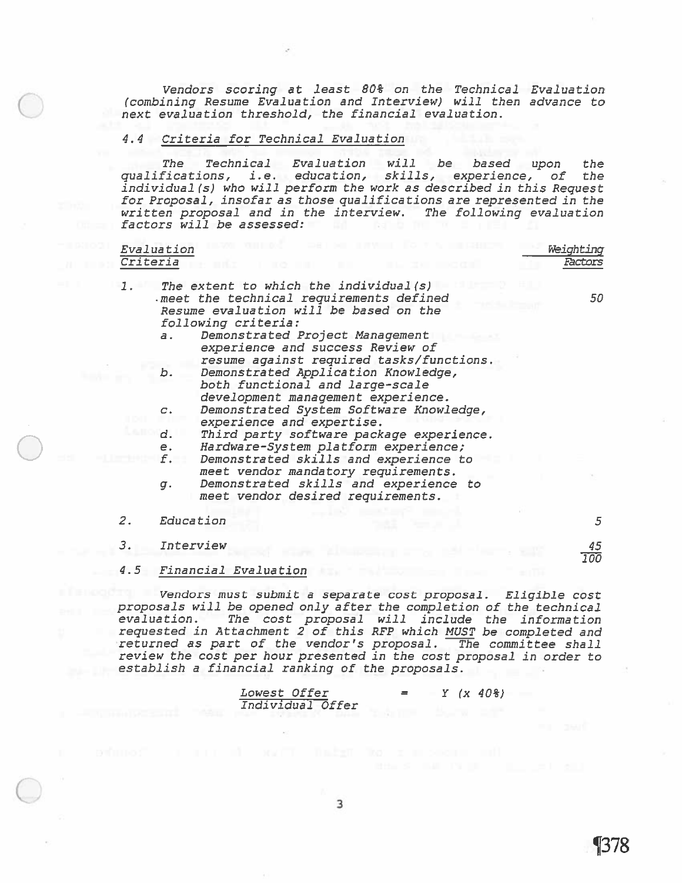*Vendors scoring at least 80% on the Technical Evaluation (combining Resume Evaluation and Interview) will then advance to next evaluation threshold, the financial evaluation.*

*4.4 Criteria for Technical Evaluation*

*The Technical Evaluation will be based upon the qualifications, i.e. education, skills, experience, of the individual(s) who will perform the work as described in this Request for Proposal, insofar as those qualifications are represented in the written proposal and in the interview. The following evaluation factors will be assessed:*

| *Evaluation Criteria* | *Weighting Factors* |
|---|---|
| *1. The extent to which the individual(s) meet the technical requirements defined Resume evaluation will be based on the following criteria:*<br>*a. Demonstrated Project Management experience and success Review of resume against required tasks/functions.*<br>*b. Demonstrated Application Knowledge, both functional and large-scale development management experience.*<br>*c. Demonstrated System Software Knowledge, experience and expertise.*<br>*d. Third party software package experience.*<br>*e. Hardware-System platform experience;*<br>*f. Demonstrated skills and experience to meet vendor mandatory requirements.*<br>*g. Demonstrated skills and experience to meet vendor desired requirements.* | *50* |
| *2. Education* | *5* |
| *3. Interview* | *45* |
| | *100* |

*4.5 Financial Evaluation*

*Vendors must submit a separate cost proposal. Eligible cost proposals will be opened only after the completion of the technical evaluation. The cost proposal will include the information requested in Attachment 2 of this RFP which MUST be completed and returned as part of the vendor's proposal. The committee shall review the cost per hour presented in the cost proposal in order to establish a financial ranking of the proposals.*

$$\frac{\text{Lowest Offer}}{\text{Individual Offer}} = Y \ (x\ 40\%)$$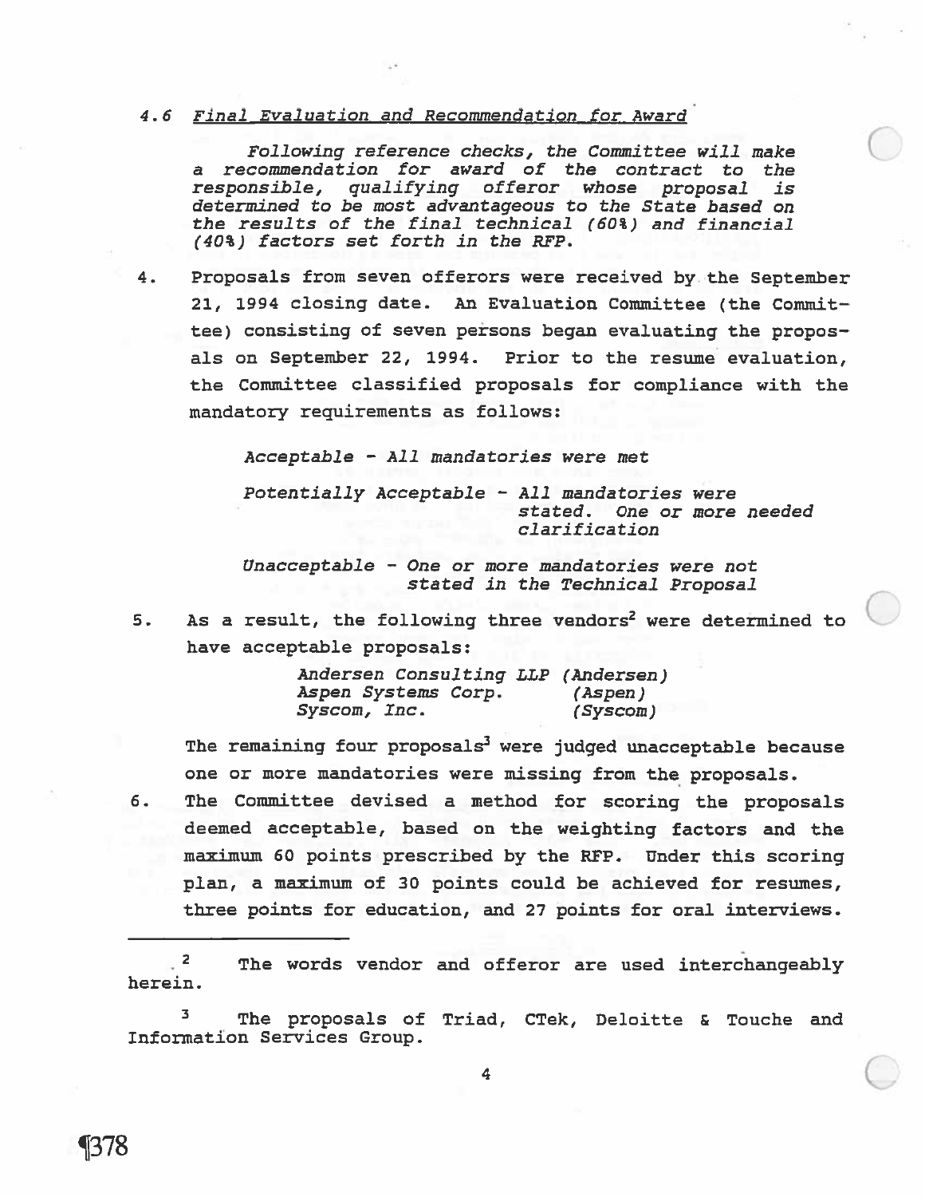*4.6 Final Evaluation and Recommendation for Award*

> *Following reference checks, the Committee will make a recommendation for award of the contract to the responsible, qualifying offeror whose proposal is determined to be most advantageous to the State based on the results of the final technical (60%) and financial (40%) factors set forth in the RFP.*

4. Proposals from seven offerors were received by the September 21, 1994 closing date. An Evaluation Committee (the Committee) consisting of seven persons began evaluating the proposals on September 22, 1994. Prior to the resume evaluation, the Committee classified proposals for compliance with the mandatory requirements as follows:

   *Acceptable - All mandatories were met*

   *Potentially Acceptable - All mandatories were stated. One or more needed clarification*

   *Unacceptable - One or more mandatories were not stated in the Technical Proposal*

5. As a result, the following three vendors[2] were determined to have acceptable proposals:

   *Andersen Consulting LLP (Andersen)*
   *Aspen Systems Corp. (Aspen)*
   *Syscom, Inc. (Syscom)*

   The remaining four proposals[3] were judged unacceptable because one or more mandatories were missing from the proposals.

6. The Committee devised a method for scoring the proposals deemed acceptable, based on the weighting factors and the maximum 60 points prescribed by the RFP. Under this scoring plan, a maximum of 30 points could be achieved for resumes, three points for education, and 27 points for oral interviews.

---

[2] The words vendor and offeror are used interchangeably herein.

[3] The proposals of Triad, CTek, Deloitte & Touche and Information Services Group.

¶378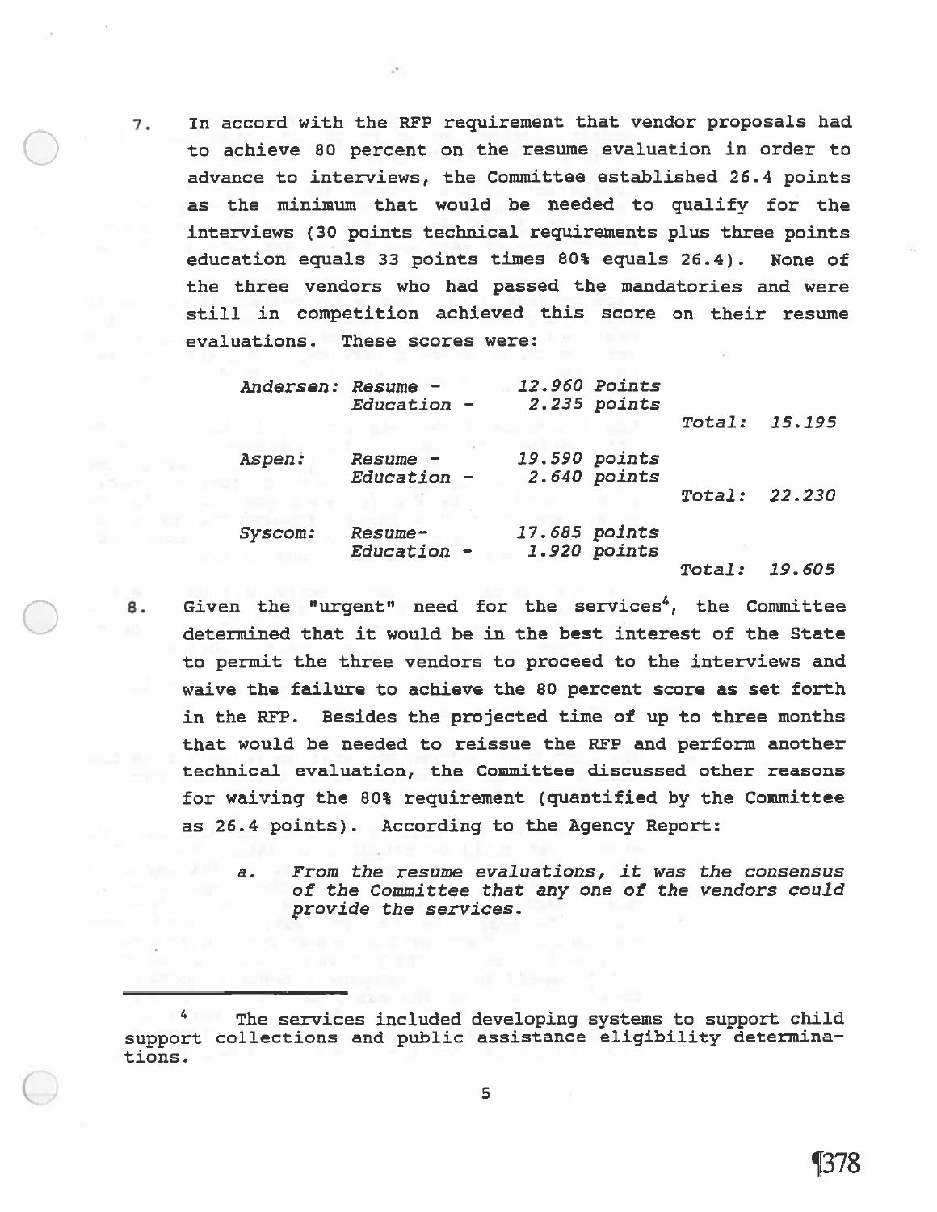7. In accord with the RFP requirement that vendor proposals had to achieve 80 percent on the resume evaluation in order to advance to interviews, the Committee established 26.4 points as the minimum that would be needed to qualify for the interviews (30 points technical requirements plus three points education equals 33 points times 80% equals 26.4). None of the three vendors who had passed the mandatories and were still in competition achieved this score on their resume evaluations. These scores were:

| | | | |
|---|---|---|---|
| *Andersen:* | *Resume -* | *12.960 Points* | |
| | *Education -* | *2.235 points* | |
| | | | *Total: 15.195* |
| *Aspen:* | *Resume -* | *19.590 points* | |
| | *Education -* | *2.640 points* | |
| | | | *Total: 22.230* |
| *Syscom:* | *Resume-* | *17.685 points* | |
| | *Education -* | *1.920 points* | |
| | | | *Total: 19.605* |

8. Given the "urgent" need for the services[4], the Committee determined that it would be in the best interest of the State to permit the three vendors to proceed to the interviews and waive the failure to achieve the 80 percent score as set forth in the RFP. Besides the projected time of up to three months that would be needed to reissue the RFP and perform another technical evaluation, the Committee discussed other reasons for waiving the 80% requirement (quantified by the Committee as 26.4 points). According to the Agency Report:

   a. *From the resume evaluations, it was the consensus of the Committee that any one of the vendors could provide the services.*

---

[4] The services included developing systems to support child support collections and public assistance eligibility determinations.

¶378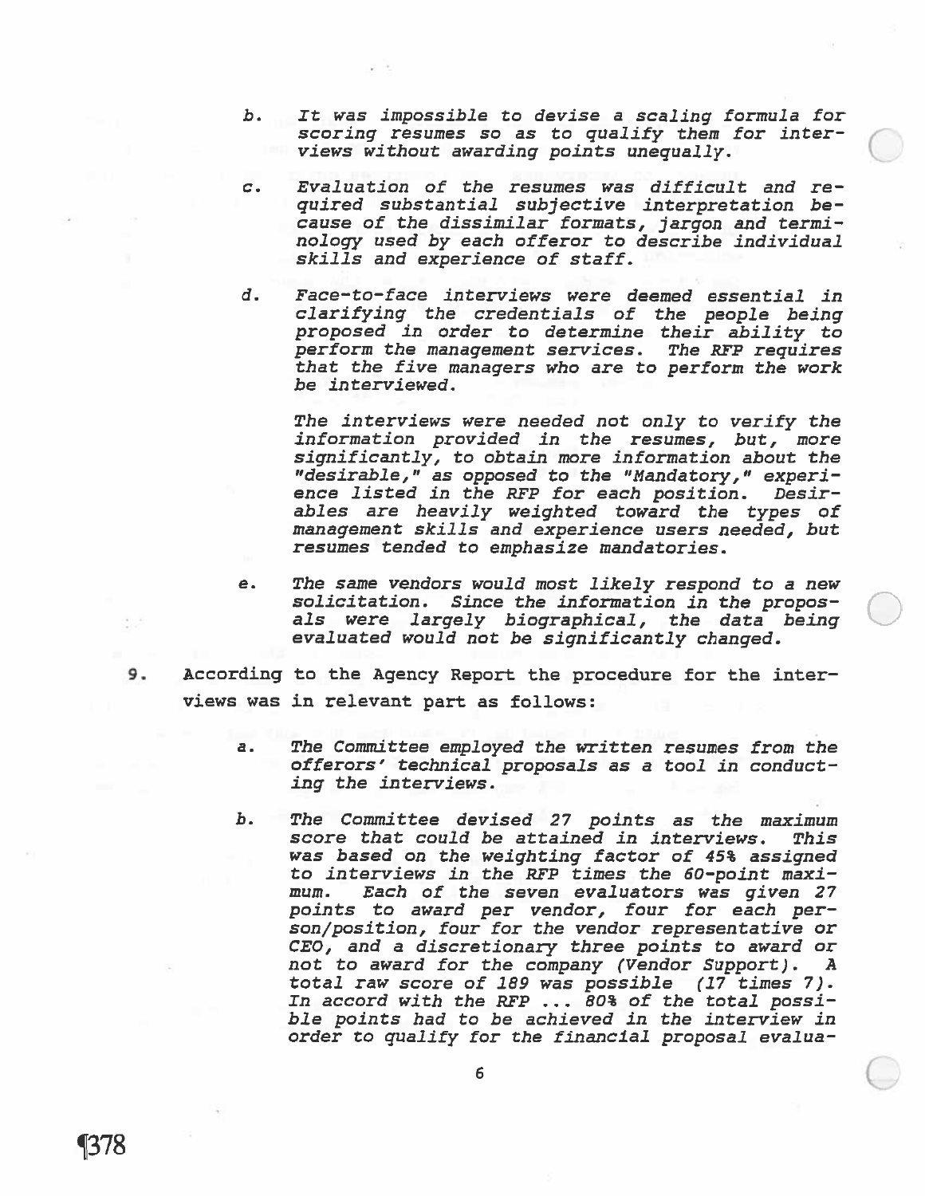*b. It was impossible to devise a scaling formula for scoring resumes so as to qualify them for interviews without awarding points unequally.*

*c. Evaluation of the resumes was difficult and required substantial subjective interpretation because of the dissimilar formats, jargon and terminology used by each offeror to describe individual skills and experience of staff.*

*d. Face-to-face interviews were deemed essential in clarifying the credentials of the people being proposed in order to determine their ability to perform the management services. The RFP requires that the five managers who are to perform the work be interviewed.*

*The interviews were needed not only to verify the information provided in the resumes, but, more significantly, to obtain more information about the "desirable," as opposed to the "Mandatory," experience listed in the RFP for each position. Desirables are heavily weighted toward the types of management skills and experience users needed, but resumes tended to emphasize mandatories.*

*e. The same vendors would most likely respond to a new solicitation. Since the information in the proposals were largely biographical, the data being evaluated would not be significantly changed.*

9. According to the Agency Report the procedure for the interviews was in relevant part as follows:

*a. The Committee employed the written resumes from the offerors' technical proposals as a tool in conducting the interviews.*

*b. The Committee devised 27 points as the maximum score that could be attained in interviews. This was based on the weighting factor of 45% assigned to interviews in the RFP times the 60-point maximum. Each of the seven evaluators was given 27 points to award per vendor, four for each person/position, four for the vendor representative or CEO, and a discretionary three points to award or not to award for the company (Vendor Support). A total raw score of 189 was possible (17 times 7). In accord with the RFP ... 80% of the total possible points had to be achieved in the interview in order to qualify for the financial proposal evalua-*

¶378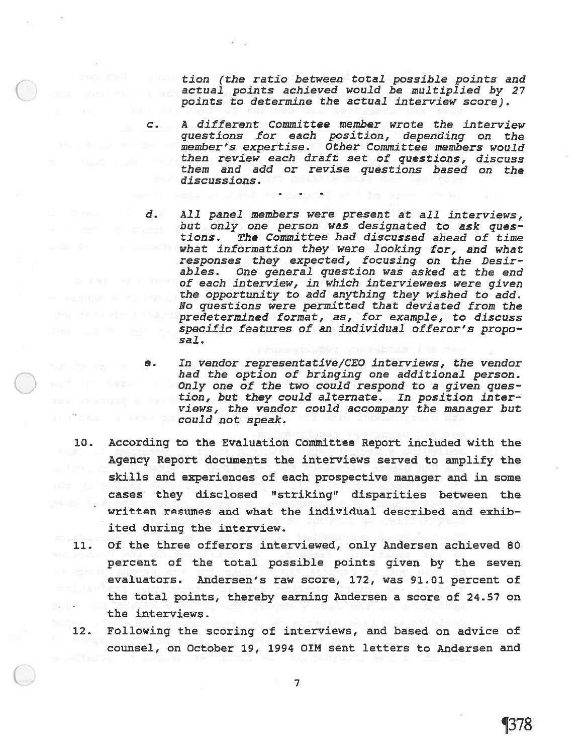*tion (the ratio between total possible points and actual points achieved would be multiplied by 27 points to determine the actual interview score).*

c. *A different Committee member wrote the interview questions for each position, depending on the member's expertise. Other Committee members would then review each draft set of questions, discuss them and add or revise questions based on the discussions.*

*. . .*

d. *All panel members were present at all interviews, but only one person was designated to ask questions. The Committee had discussed ahead of time what information they were looking for, and what responses they expected, focusing on the Desirables. One general question was asked at the end of each interview, in which interviewees were given the opportunity to add anything they wished to add. No questions were permitted that deviated from the predetermined format, as, for example, to discuss specific features of an individual offeror's proposal.*

e. *In vendor representative/CEO interviews, the vendor had the option of bringing one additional person. Only one of the two could respond to a given question, but they could alternate. In position interviews, the vendor could accompany the manager but could not speak.*

10. According to the Evaluation Committee Report included with the Agency Report documents the interviews served to amplify the skills and experiences of each prospective manager and in some cases they disclosed "striking" disparities between the written resumes and what the individual described and exhibited during the interview.

11. Of the three offerors interviewed, only Andersen achieved 80 percent of the total possible points given by the seven evaluators. Andersen's raw score, 172, was 91.01 percent of the total points, thereby earning Andersen a score of 24.57 on the interviews.

12. Following the scoring of interviews, and based on advice of counsel, on October 19, 1994 OIM sent letters to Andersen and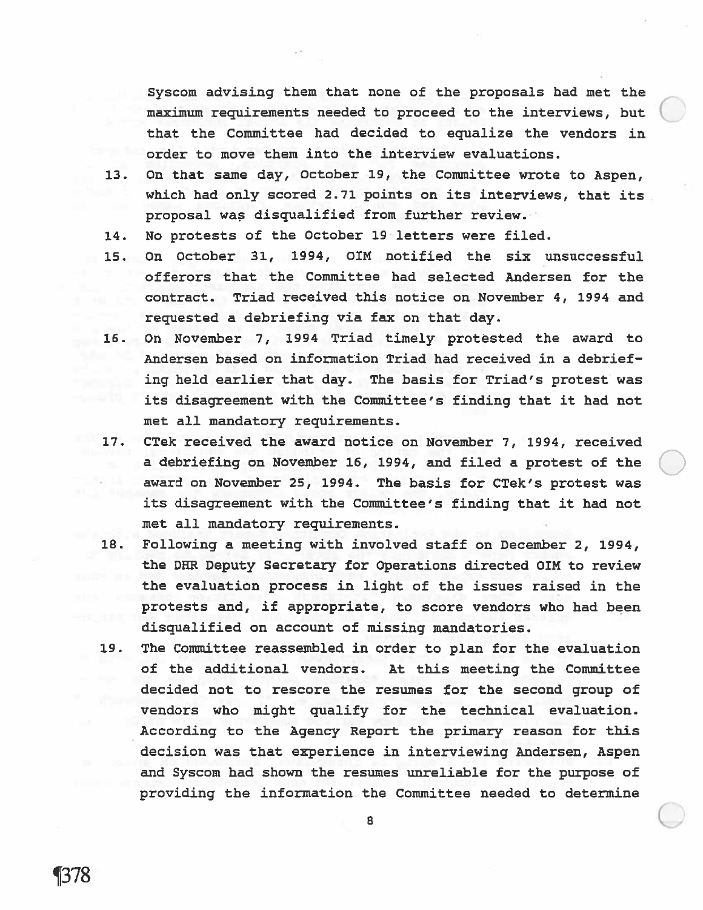Syscom advising them that none of the proposals had met the maximum requirements needed to proceed to the interviews, but that the Committee had decided to equalize the vendors in order to move them into the interview evaluations.

13. On that same day, October 19, the Committee wrote to Aspen, which had only scored 2.71 points on its interviews, that its proposal was disqualified from further review.

14. No protests of the October 19 letters were filed.

15. On October 31, 1994, OIM notified the six unsuccessful offerors that the Committee had selected Andersen for the contract. Triad received this notice on November 4, 1994 and requested a debriefing via fax on that day.

16. On November 7, 1994 Triad timely protested the award to Andersen based on information Triad had received in a debriefing held earlier that day. The basis for Triad's protest was its disagreement with the Committee's finding that it had not met all mandatory requirements.

17. CTek received the award notice on November 7, 1994, received a debriefing on November 16, 1994, and filed a protest of the award on November 25, 1994. The basis for CTek's protest was its disagreement with the Committee's finding that it had not met all mandatory requirements.

18. Following a meeting with involved staff on December 2, 1994, the DHR Deputy Secretary for Operations directed OIM to review the evaluation process in light of the issues raised in the protests and, if appropriate, to score vendors who had been disqualified on account of missing mandatories.

19. The Committee reassembled in order to plan for the evaluation of the additional vendors. At this meeting the Committee decided not to rescore the resumes for the second group of vendors who might qualify for the technical evaluation. According to the Agency Report the primary reason for this decision was that experience in interviewing Andersen, Aspen and Syscom had shown the resumes unreliable for the purpose of providing the information the Committee needed to determine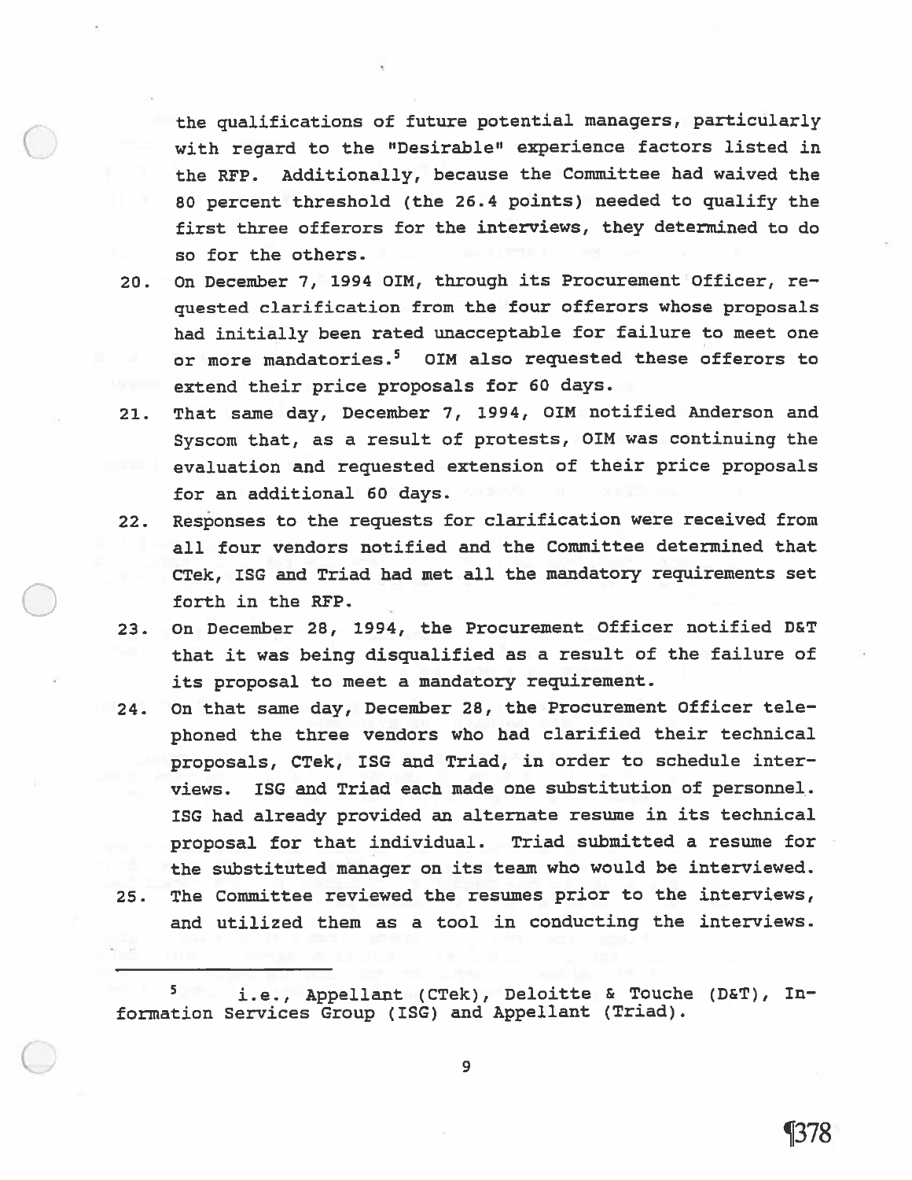the qualifications of future potential managers, particularly with regard to the "Desirable" experience factors listed in the RFP. Additionally, because the Committee had waived the 80 percent threshold (the 26.4 points) needed to qualify the first three offerors for the interviews, they determined to do so for the others.

20. On December 7, 1994 OIM, through its Procurement Officer, requested clarification from the four offerors whose proposals had initially been rated unacceptable for failure to meet one or more mandatories.[5] OIM also requested these offerors to extend their price proposals for 60 days.

21. That same day, December 7, 1994, OIM notified Anderson and Syscom that, as a result of protests, OIM was continuing the evaluation and requested extension of their price proposals for an additional 60 days.

22. Responses to the requests for clarification were received from all four vendors notified and the Committee determined that CTek, ISG and Triad had met all the mandatory requirements set forth in the RFP.

23. On December 28, 1994, the Procurement Officer notified D&T that it was being disqualified as a result of the failure of its proposal to meet a mandatory requirement.

24. On that same day, December 28, the Procurement Officer telephoned the three vendors who had clarified their technical proposals, CTek, ISG and Triad, in order to schedule interviews. ISG and Triad each made one substitution of personnel. ISG had already provided an alternate resume in its technical proposal for that individual. Triad submitted a resume for the substituted manager on its team who would be interviewed.

25. The Committee reviewed the resumes prior to the interviews, and utilized them as a tool in conducting the interviews.

---

[5] i.e., Appellant (CTek), Deloitte & Touche (D&T), Information Services Group (ISG) and Appellant (Triad).

¶378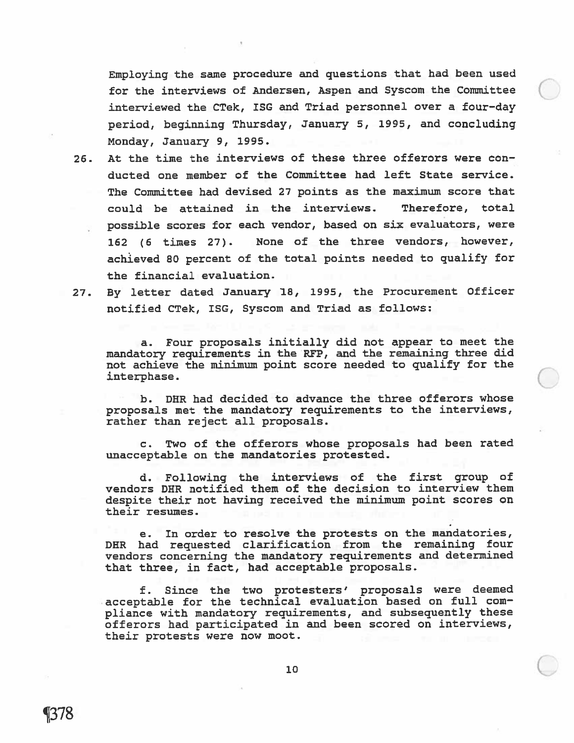Employing the same procedure and questions that had been used for the interviews of Andersen, Aspen and Syscom the Committee interviewed the CTek, ISG and Triad personnel over a four-day period, beginning Thursday, January 5, 1995, and concluding Monday, January 9, 1995.

26. At the time the interviews of these three offerors were conducted one member of the Committee had left State service. The Committee had devised 27 points as the maximum score that could be attained in the interviews. Therefore, total possible scores for each vendor, based on six evaluators, were 162 (6 times 27). None of the three vendors, however, achieved 80 percent of the total points needed to qualify for the financial evaluation.

27. By letter dated January 18, 1995, the Procurement Officer notified CTek, ISG, Syscom and Triad as follows:

   a. Four proposals initially did not appear to meet the mandatory requirements in the RFP, and the remaining three did not achieve the minimum point score needed to qualify for the interphase.

   b. DHR had decided to advance the three offerors whose proposals met the mandatory requirements to the interviews, rather than reject all proposals.

   c. Two of the offerors whose proposals had been rated unacceptable on the mandatories protested.

   d. Following the interviews of the first group of vendors DHR notified them of the decision to interview them despite their not having received the minimum point scores on their resumes.

   e. In order to resolve the protests on the mandatories, DHR had requested clarification from the remaining four vendors concerning the mandatory requirements and determined that three, in fact, had acceptable proposals.

   f. Since the two protesters' proposals were deemed acceptable for the technical evaluation based on full compliance with mandatory requirements, and subsequently these offerors had participated in and been scored on interviews, their protests were now moot.

¶378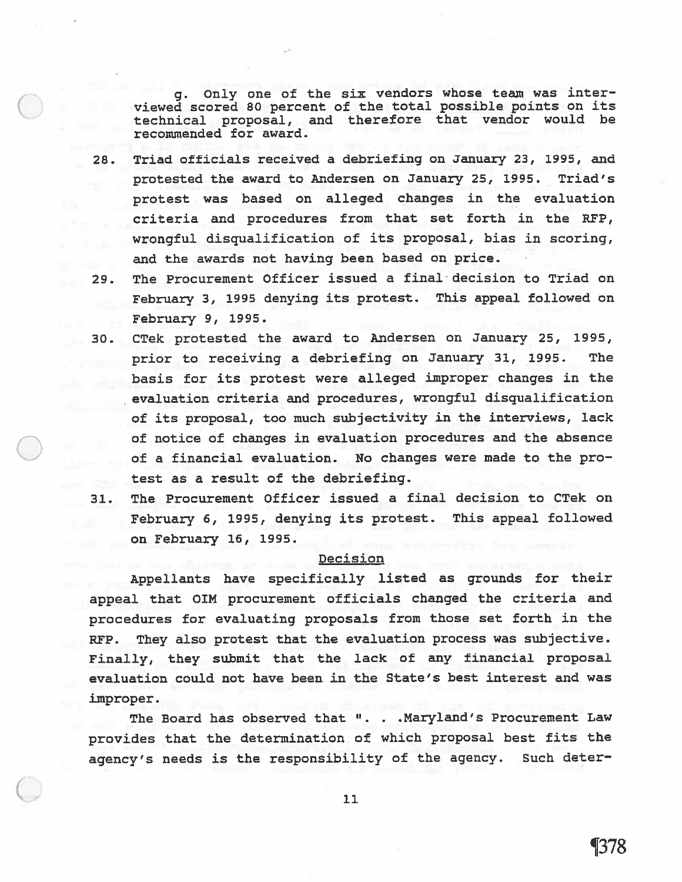g. Only one of the six vendors whose team was interviewed scored 80 percent of the total possible points on its technical proposal, and therefore that vendor would be recommended for award.

28. Triad officials received a debriefing on January 23, 1995, and protested the award to Andersen on January 25, 1995. Triad's protest was based on alleged changes in the evaluation criteria and procedures from that set forth in the RFP, wrongful disqualification of its proposal, bias in scoring, and the awards not having been based on price.

29. The Procurement Officer issued a final decision to Triad on February 3, 1995 denying its protest. This appeal followed on February 9, 1995.

30. CTek protested the award to Andersen on January 25, 1995, prior to receiving a debriefing on January 31, 1995. The basis for its protest were alleged improper changes in the evaluation criteria and procedures, wrongful disqualification of its proposal, too much subjectivity in the interviews, lack of notice of changes in evaluation procedures and the absence of a financial evaluation. No changes were made to the protest as a result of the debriefing.

31. The Procurement Officer issued a final decision to CTek on February 6, 1995, denying its protest. This appeal followed on February 16, 1995.

## Decision

Appellants have specifically listed as grounds for their appeal that OIM procurement officials changed the criteria and procedures for evaluating proposals from those set forth in the RFP. They also protest that the evaluation process was subjective. Finally, they submit that the lack of any financial proposal evaluation could not have been in the State's best interest and was improper.

The Board has observed that ". . .Maryland's Procurement Law provides that the determination of which proposal best fits the agency's needs is the responsibility of the agency. Such deter-

¶378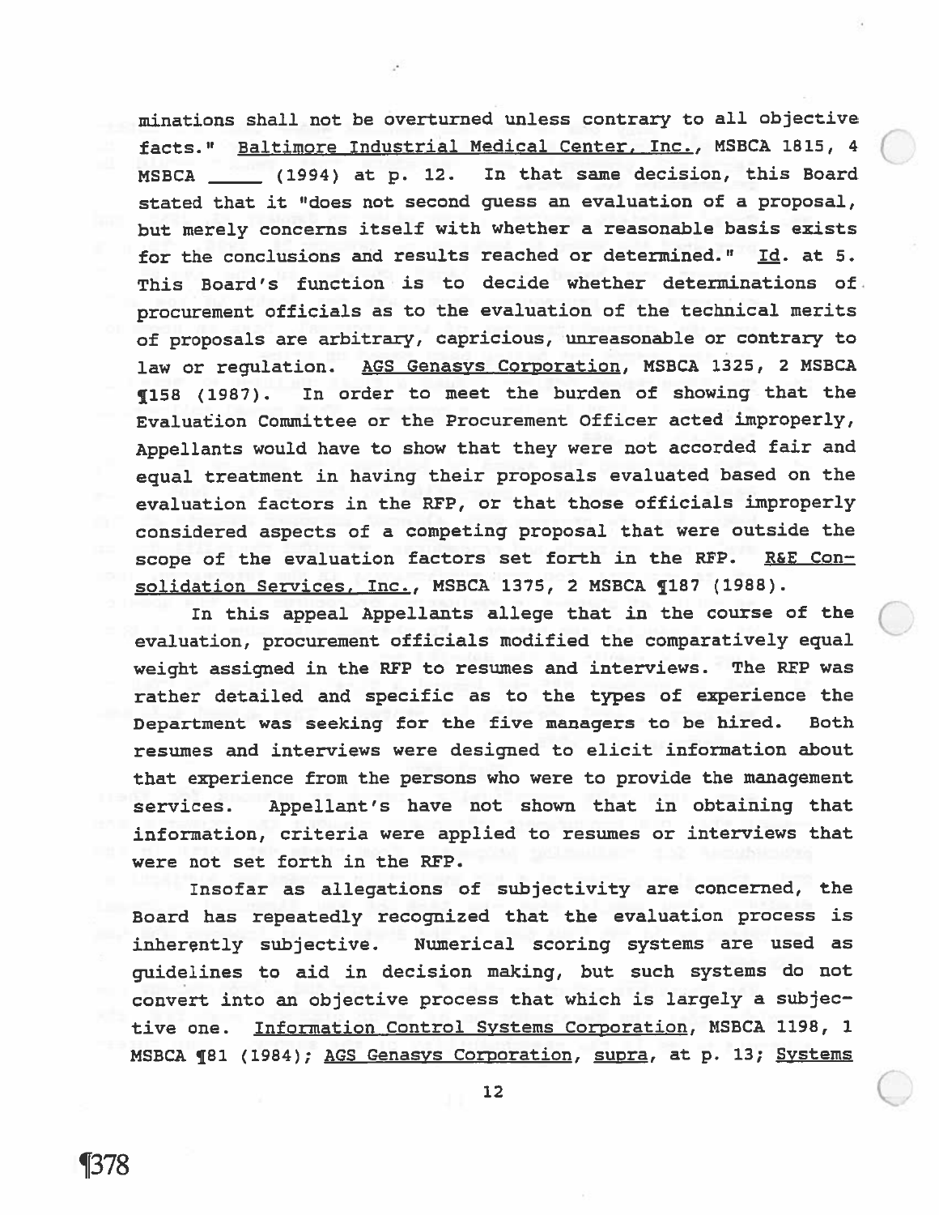minations shall not be overturned unless contrary to all objective facts." Baltimore Industrial Medical Center, Inc., MSBCA 1815, 4 MSBCA _____ (1994) at p. 12. In that same decision, this Board stated that it "does not second guess an evaluation of a proposal, but merely concerns itself with whether a reasonable basis exists for the conclusions and results reached or determined." Id. at 5. This Board's function is to decide whether determinations of procurement officials as to the evaluation of the technical merits of proposals are arbitrary, capricious, unreasonable or contrary to law or regulation. AGS Genasys Corporation, MSBCA 1325, 2 MSBCA ¶158 (1987). In order to meet the burden of showing that the Evaluation Committee or the Procurement Officer acted improperly, Appellants would have to show that they were not accorded fair and equal treatment in having their proposals evaluated based on the evaluation factors in the RFP, or that those officials improperly considered aspects of a competing proposal that were outside the scope of the evaluation factors set forth in the RFP. R&E Consolidation Services, Inc., MSBCA 1375, 2 MSBCA ¶187 (1988).

In this appeal Appellants allege that in the course of the evaluation, procurement officials modified the comparatively equal weight assigned in the RFP to resumes and interviews. The RFP was rather detailed and specific as to the types of experience the Department was seeking for the five managers to be hired. Both resumes and interviews were designed to elicit information about that experience from the persons who were to provide the management services. Appellant's have not shown that in obtaining that information, criteria were applied to resumes or interviews that were not set forth in the RFP.

Insofar as allegations of subjectivity are concerned, the Board has repeatedly recognized that the evaluation process is inherently subjective. Numerical scoring systems are used as guidelines to aid in decision making, but such systems do not convert into an objective process that which is largely a subjective one. Information Control Systems Corporation, MSBCA 1198, 1 MSBCA ¶81 (1984); AGS Genasys Corporation, supra, at p. 13; Systems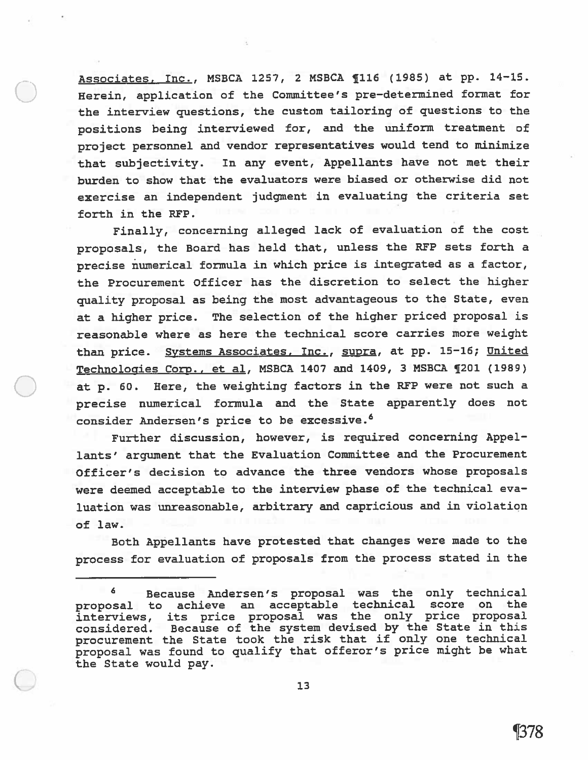Associates, Inc., MSBCA 1257, 2 MSBCA ¶116 (1985) at pp. 14-15. Herein, application of the Committee's pre-determined format for the interview questions, the custom tailoring of questions to the positions being interviewed for, and the uniform treatment of project personnel and vendor representatives would tend to minimize that subjectivity. In any event, Appellants have not met their burden to show that the evaluators were biased or otherwise did not exercise an independent judgment in evaluating the criteria set forth in the RFP.

Finally, concerning alleged lack of evaluation of the cost proposals, the Board has held that, unless the RFP sets forth a precise numerical formula in which price is integrated as a factor, the Procurement Officer has the discretion to select the higher quality proposal as being the most advantageous to the State, even at a higher price. The selection of the higher priced proposal is reasonable where as here the technical score carries more weight than price. Systems Associates, Inc., supra, at pp. 15-16; United Technologies Corp., et al, MSBCA 1407 and 1409, 3 MSBCA ¶201 (1989) at p. 60. Here, the weighting factors in the RFP were not such a precise numerical formula and the State apparently does not consider Andersen's price to be excessive.[6]

Further discussion, however, is required concerning Appellants' argument that the Evaluation Committee and the Procurement Officer's decision to advance the three vendors whose proposals were deemed acceptable to the interview phase of the technical evaluation was unreasonable, arbitrary and capricious and in violation of law.

Both Appellants have protested that changes were made to the process for evaluation of proposals from the process stated in the

---

[6] Because Andersen's proposal was the only technical proposal to achieve an acceptable technical score on the interviews, its price proposal was the only price proposal considered. Because of the system devised by the State in this procurement the State took the risk that if only one technical proposal was found to qualify that offeror's price might be what the State would pay.

¶378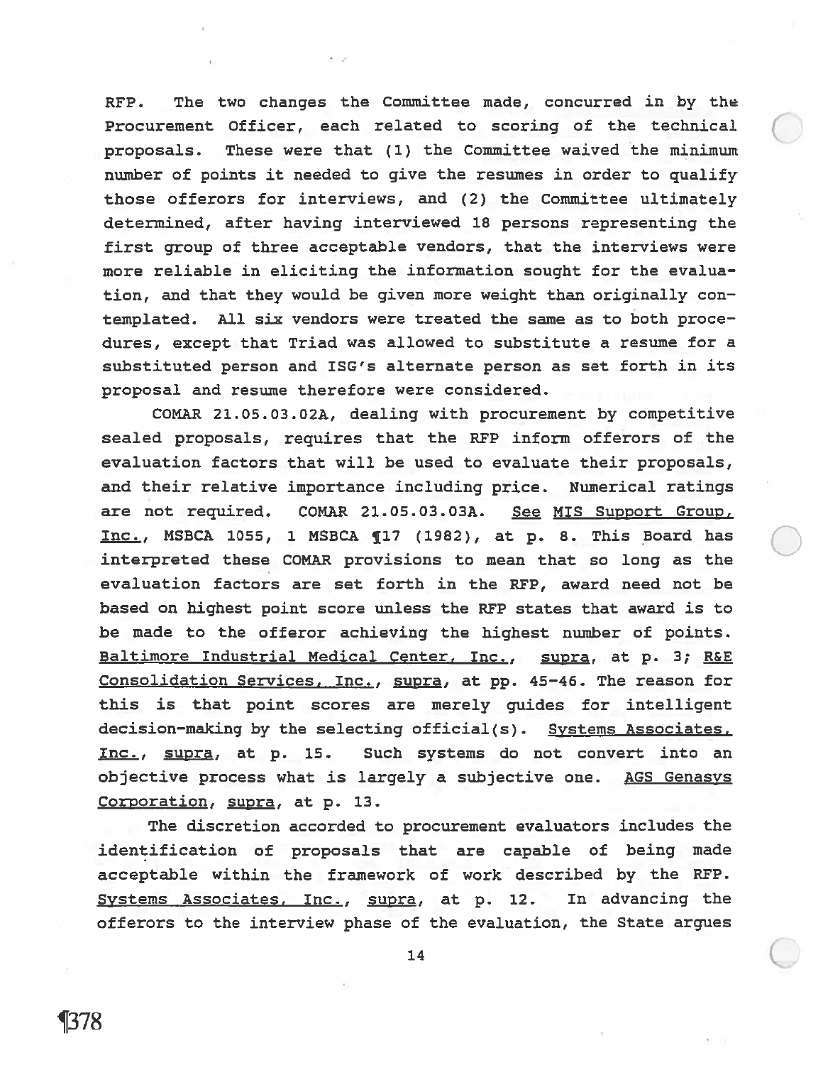RFP. The two changes the Committee made, concurred in by the Procurement Officer, each related to scoring of the technical proposals. These were that (1) the Committee waived the minimum number of points it needed to give the resumes in order to qualify those offerors for interviews, and (2) the Committee ultimately determined, after having interviewed 18 persons representing the first group of three acceptable vendors, that the interviews were more reliable in eliciting the information sought for the evaluation, and that they would be given more weight than originally contemplated. All six vendors were treated the same as to both procedures, except that Triad was allowed to substitute a resume for a substituted person and ISG's alternate person as set forth in its proposal and resume therefore were considered.

COMAR 21.05.03.02A, dealing with procurement by competitive sealed proposals, requires that the RFP inform offerors of the evaluation factors that will be used to evaluate their proposals, and their relative importance including price. Numerical ratings are not required. COMAR 21.05.03.03A. See MIS Support Group, Inc., MSBCA 1055, 1 MSBCA ¶17 (1982), at p. 8. This Board has interpreted these COMAR provisions to mean that so long as the evaluation factors are set forth in the RFP, award need not be based on highest point score unless the RFP states that award is to be made to the offeror achieving the highest number of points. Baltimore Industrial Medical Center, Inc., supra, at p. 3; R&E Consolidation Services, Inc., supra, at pp. 45-46. The reason for this is that point scores are merely guides for intelligent decision-making by the selecting official(s). Systems Associates, Inc., supra, at p. 15. Such systems do not convert into an objective process what is largely a subjective one. AGS Genasys Corporation, supra, at p. 13.

The discretion accorded to procurement evaluators includes the identification of proposals that are capable of being made acceptable within the framework of work described by the RFP. Systems Associates, Inc., supra, at p. 12. In advancing the offerors to the interview phase of the evaluation, the State argues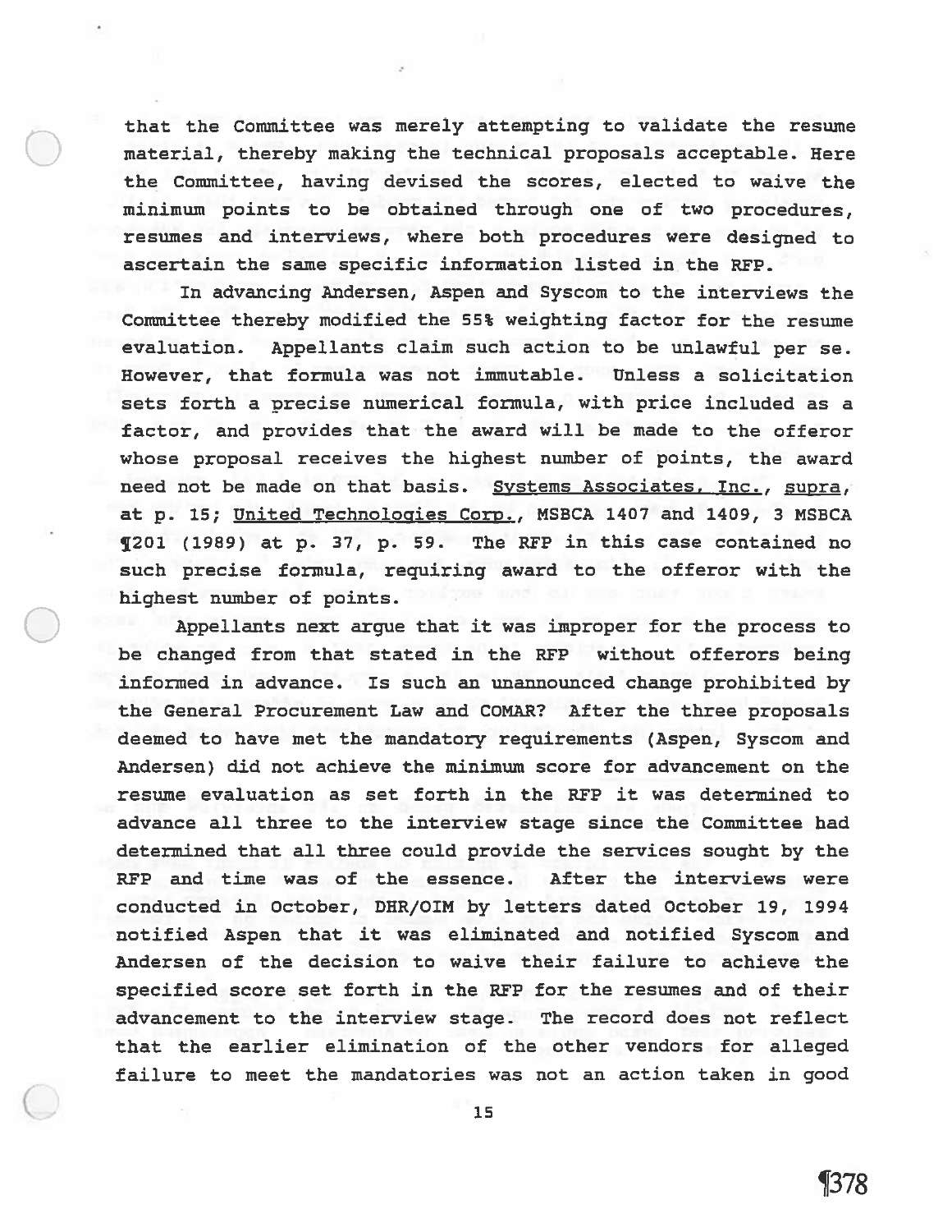that the Committee was merely attempting to validate the resume material, thereby making the technical proposals acceptable. Here the Committee, having devised the scores, elected to waive the minimum points to be obtained through one of two procedures, resumes and interviews, where both procedures were designed to ascertain the same specific information listed in the RFP.

In advancing Andersen, Aspen and Syscom to the interviews the Committee thereby modified the 55% weighting factor for the resume evaluation. Appellants claim such action to be unlawful per se. However, that formula was not immutable. Unless a solicitation sets forth a precise numerical formula, with price included as a factor, and provides that the award will be made to the offeror whose proposal receives the highest number of points, the award need not be made on that basis. Systems Associates, Inc., supra, at p. 15; United Technologies Corp., MSBCA 1407 and 1409, 3 MSBCA ¶201 (1989) at p. 37, p. 59. The RFP in this case contained no such precise formula, requiring award to the offeror with the highest number of points.

Appellants next argue that it was improper for the process to be changed from that stated in the RFP without offerors being informed in advance. Is such an unannounced change prohibited by the General Procurement Law and COMAR? After the three proposals deemed to have met the mandatory requirements (Aspen, Syscom and Andersen) did not achieve the minimum score for advancement on the resume evaluation as set forth in the RFP it was determined to advance all three to the interview stage since the Committee had determined that all three could provide the services sought by the RFP and time was of the essence. After the interviews were conducted in October, DHR/OIM by letters dated October 19, 1994 notified Aspen that it was eliminated and notified Syscom and Andersen of the decision to waive their failure to achieve the specified score set forth in the RFP for the resumes and of their advancement to the interview stage. The record does not reflect that the earlier elimination of the other vendors for alleged failure to meet the mandatories was not an action taken in good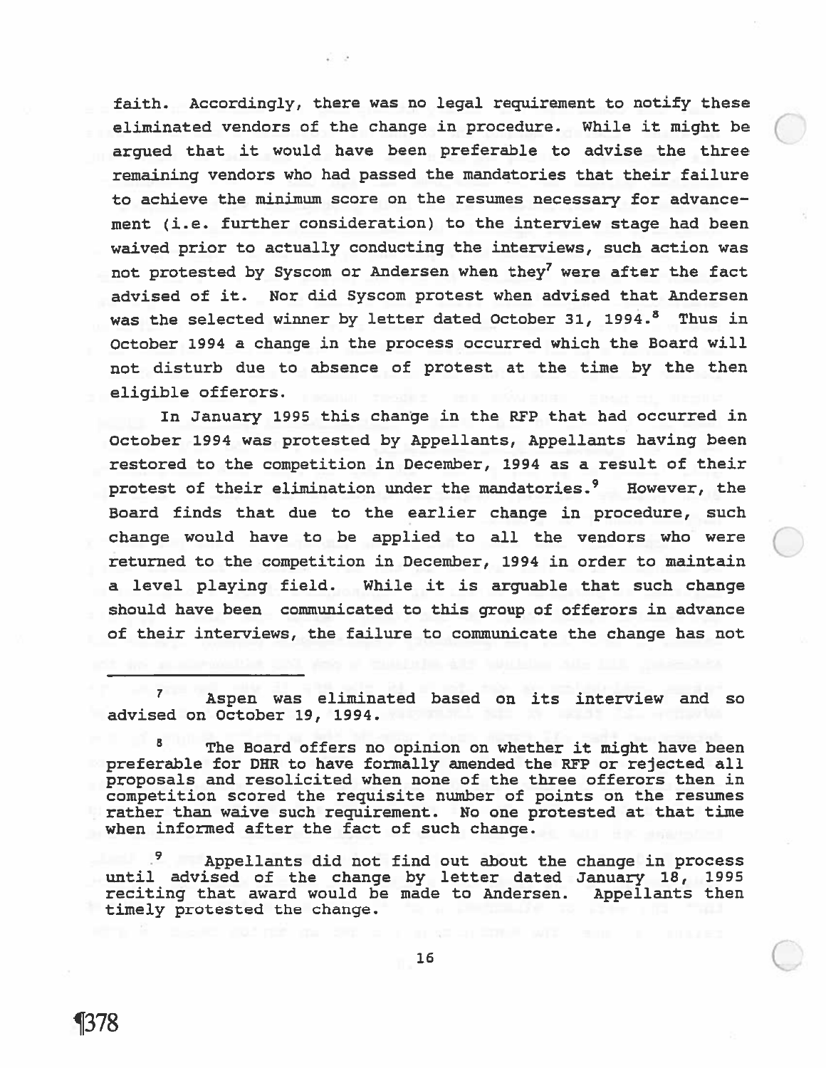faith. Accordingly, there was no legal requirement to notify these eliminated vendors of the change in procedure. While it might be argued that it would have been preferable to advise the three remaining vendors who had passed the mandatories that their failure to achieve the minimum score on the resumes necessary for advancement (i.e. further consideration) to the interview stage had been waived prior to actually conducting the interviews, such action was not protested by Syscom or Andersen when they[7] were after the fact advised of it. Nor did Syscom protest when advised that Andersen was the selected winner by letter dated October 31, 1994.[8] Thus in October 1994 a change in the process occurred which the Board will not disturb due to absence of protest at the time by the then eligible offerors.

In January 1995 this change in the RFP that had occurred in October 1994 was protested by Appellants, Appellants having been restored to the competition in December, 1994 as a result of their protest of their elimination under the mandatories.[9] However, the Board finds that due to the earlier change in procedure, such change would have to be applied to all the vendors who were returned to the competition in December, 1994 in order to maintain a level playing field. While it is arguable that such change should have been communicated to this group of offerors in advance of their interviews, the failure to communicate the change has not

---

[7] Aspen was eliminated based on its interview and so advised on October 19, 1994.

[8] The Board offers no opinion on whether it might have been preferable for DHR to have formally amended the RFP or rejected all proposals and resolicited when none of the three offerors then in competition scored the requisite number of points on the resumes rather than waive such requirement. No one protested at that time when informed after the fact of such change.

[9] Appellants did not find out about the change in process until advised of the change by letter dated January 18, 1995 reciting that award would be made to Andersen. Appellants then timely protested the change.

¶378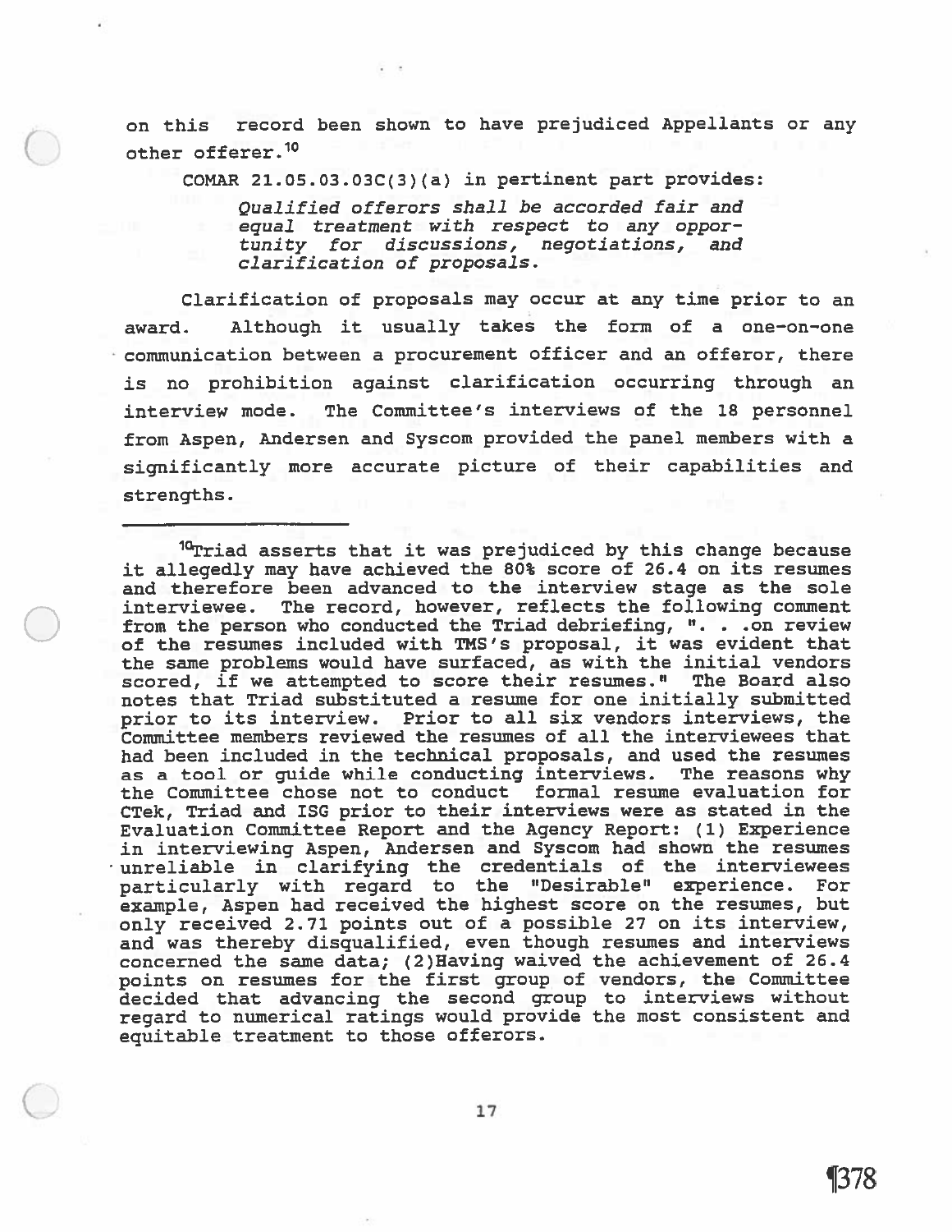on this record been shown to have prejudiced Appellants or any other offerer.[10]

COMAR 21.05.03.03C(3)(a) in pertinent part provides:

> *Qualified offerors shall be accorded fair and equal treatment with respect to any opportunity for discussions, negotiations, and clarification of proposals.*

Clarification of proposals may occur at any time prior to an award. Although it usually takes the form of a one-on-one communication between a procurement officer and an offeror, there is no prohibition against clarification occurring through an interview mode. The Committee's interviews of the 18 personnel from Aspen, Andersen and Syscom provided the panel members with a significantly more accurate picture of their capabilities and strengths.

---

[10]Triad asserts that it was prejudiced by this change because it allegedly may have achieved the 80% score of 26.4 on its resumes and therefore been advanced to the interview stage as the sole interviewee. The record, however, reflects the following comment from the person who conducted the Triad debriefing, ". . .on review of the resumes included with TMS's proposal, it was evident that the same problems would have surfaced, as with the initial vendors scored, if we attempted to score their resumes." The Board also notes that Triad substituted a resume for one initially submitted prior to its interview. Prior to all six vendors interviews, the Committee members reviewed the resumes of all the interviewees that had been included in the technical proposals, and used the resumes as a tool or guide while conducting interviews. The reasons why the Committee chose not to conduct formal resume evaluation for CTek, Triad and ISG prior to their interviews were as stated in the Evaluation Committee Report and the Agency Report: (1) Experience in interviewing Aspen, Andersen and Syscom had shown the resumes unreliable in clarifying the credentials of the interviewees particularly with regard to the "Desirable" experience. For example, Aspen had received the highest score on the resumes, but only received 2.71 points out of a possible 27 on its interview, and was thereby disqualified, even though resumes and interviews concerned the same data; (2)Having waived the achievement of 26.4 points on resumes for the first group of vendors, the Committee decided that advancing the second group to interviews without regard to numerical ratings would provide the most consistent and equitable treatment to those offerors.

¶378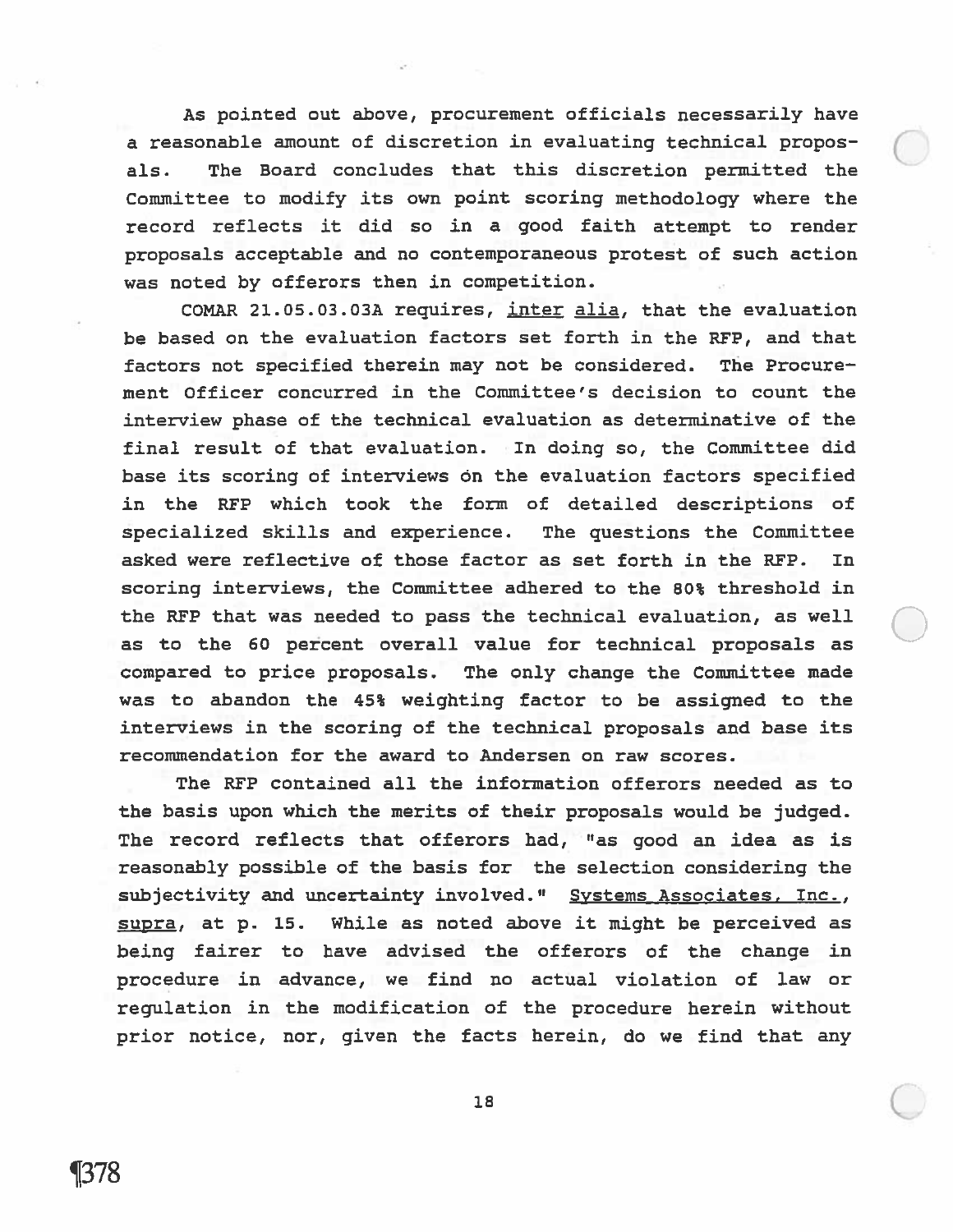As pointed out above, procurement officials necessarily have a reasonable amount of discretion in evaluating technical proposals. The Board concludes that this discretion permitted the Committee to modify its own point scoring methodology where the record reflects it did so in a good faith attempt to render proposals acceptable and no contemporaneous protest of such action was noted by offerors then in competition.

COMAR 21.05.03.03A requires, inter alia, that the evaluation be based on the evaluation factors set forth in the RFP, and that factors not specified therein may not be considered. The Procurement Officer concurred in the Committee's decision to count the interview phase of the technical evaluation as determinative of the final result of that evaluation. In doing so, the Committee did base its scoring of interviews on the evaluation factors specified in the RFP which took the form of detailed descriptions of specialized skills and experience. The questions the Committee asked were reflective of those factor as set forth in the RFP. In scoring interviews, the Committee adhered to the 80% threshold in the RFP that was needed to pass the technical evaluation, as well as to the 60 percent overall value for technical proposals as compared to price proposals. The only change the Committee made was to abandon the 45% weighting factor to be assigned to the interviews in the scoring of the technical proposals and base its recommendation for the award to Andersen on raw scores.

The RFP contained all the information offerors needed as to the basis upon which the merits of their proposals would be judged. The record reflects that offerors had, "as good an idea as is reasonably possible of the basis for the selection considering the subjectivity and uncertainty involved." Systems Associates, Inc., supra, at p. 15. While as noted above it might be perceived as being fairer to have advised the offerors of the change in procedure in advance, we find no actual violation of law or regulation in the modification of the procedure herein without prior notice, nor, given the facts herein, do we find that any

¶378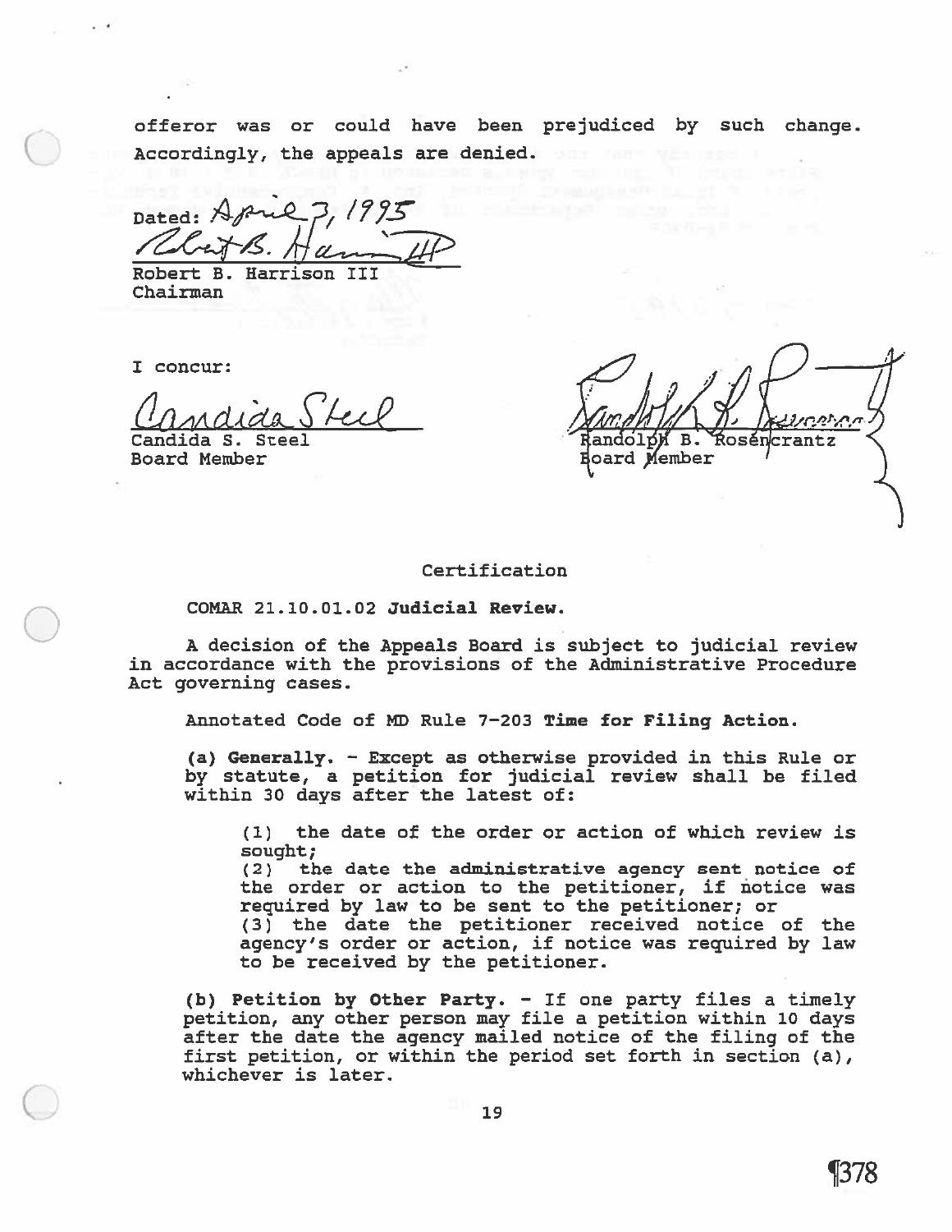offeror was or could have been prejudiced by such change. Accordingly, the appeals are denied.

Dated: April 3, 1995

Robert B. Harrison III
Chairman

I concur:

Candida S. Steel
Board Member

Randolph B. Rosencrantz
Board Member

Certification

COMAR 21.10.01.02 **Judicial Review.**

A decision of the Appeals Board is subject to judicial review in accordance with the provisions of the Administrative Procedure Act governing cases.

Annotated Code of MD Rule 7-203 **Time for Filing Action.**

**(a) Generally.** - Except as otherwise provided in this Rule or by statute, a petition for judicial review shall be filed within 30 days after the latest of:

> (1) the date of the order or action of which review is sought;
> (2) the date the administrative agency sent notice of the order or action to the petitioner, if notice was required by law to be sent to the petitioner; or
> (3) the date the petitioner received notice of the agency's order or action, if notice was required by law to be received by the petitioner.

**(b) Petition by Other Party.** - If one party files a timely petition, any other person may file a petition within 10 days after the date the agency mailed notice of the filing of the first petition, or within the period set forth in section (a), whichever is later.

¶378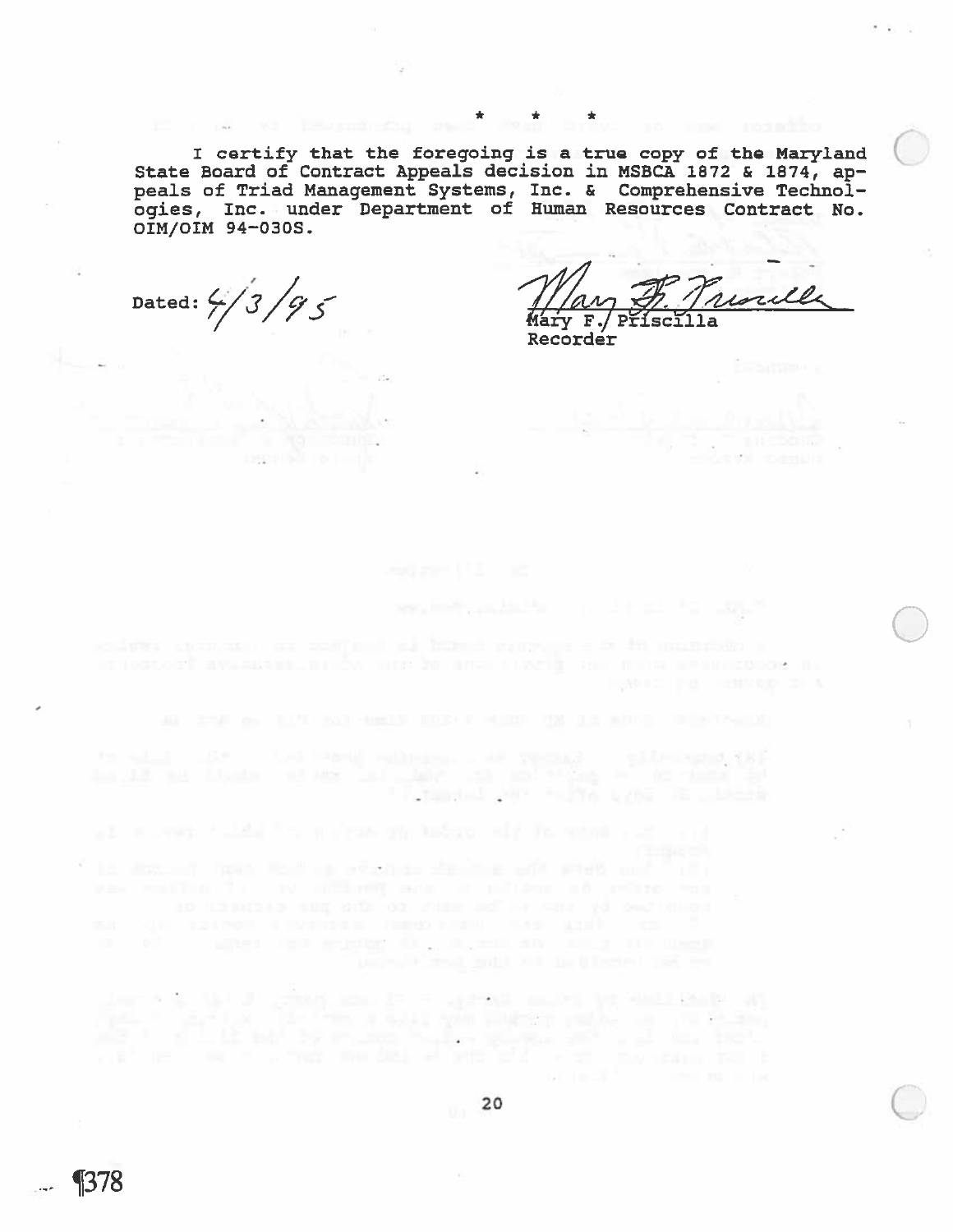\* \* \*

I certify that the foregoing is a true copy of the Maryland State Board of Contract Appeals decision in MSBCA 1872 & 1874, appeals of Triad Management Systems, Inc. & Comprehensive Technologies, Inc. under Department of Human Resources Contract No. OIM/OIM 94-030S.

Dated: 4/3/95

Mary F. Priscilla
Recorder

¶378